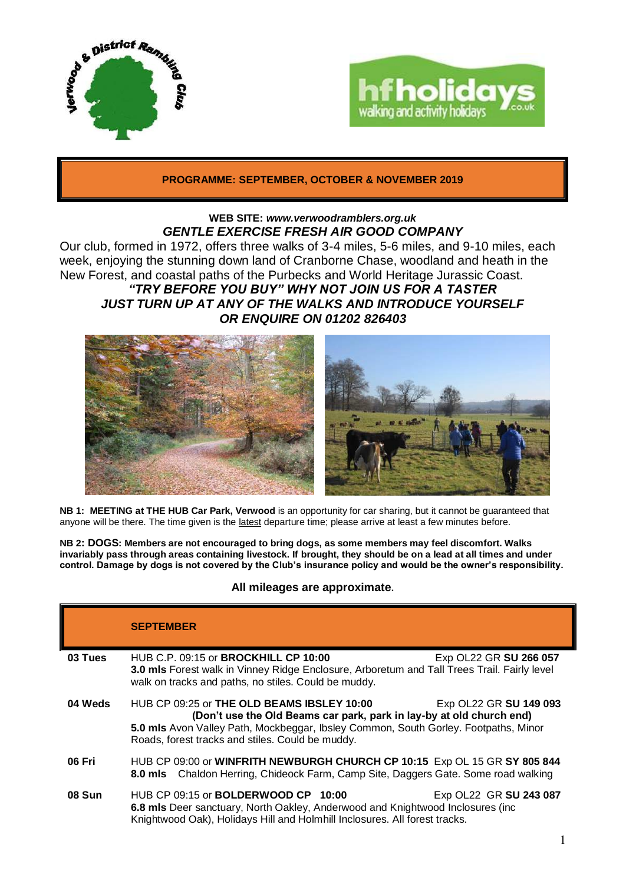**PROGRAMME: SEPTEMBER, OCTOBER & NOVEMBER 2019**

**WEB SITE:** ***www.verwoodramblers.org.uk***

***GENTLE EXERCISE FRESH AIR GOOD COMPANY***

Our club, formed in 1972, offers three walks of 3-4 miles, 5-6 miles, and 9-10 miles, each week, enjoying the stunning down land of Cranborne Chase, woodland and heath in the New Forest, and coastal paths of the Purbecks and World Heritage Jurassic Coast.

***"TRY BEFORE YOU BUY" WHY NOT JOIN US FOR A TASTER***
***JUST TURN UP AT ANY OF THE WALKS AND INTRODUCE YOURSELF***
***OR ENQUIRE ON 01202 826403***

**NB 1: MEETING at THE HUB Car Park, Verwood** is an opportunity for car sharing, but it cannot be guaranteed that anyone will be there. The time given is the latest departure time; please arrive at least a few minutes before.

**NB 2: DOGS: Members are not encouraged to bring dogs, as some members may feel discomfort. Walks invariably pass through areas containing livestock. If brought, they should be on a lead at all times and under control. Damage by dogs is not covered by the Club's insurance policy and would be the owner's responsibility.**

**All mileages are approximate.**

| | **SEPTEMBER** |
|---|---|
| **03 Tues** | HUB C.P. 09:15 or **BROCKHILL CP 10:00** Exp OL22 GR **SU 266 057**<br>**3.0 mls** Forest walk in Vinney Ridge Enclosure, Arboretum and Tall Trees Trail. Fairly level walk on tracks and paths, no stiles. Could be muddy. |
| **04 Weds** | HUB CP 09:25 or **THE OLD BEAMS IBSLEY 10:00** Exp OL22 GR **SU 149 093**<br>**(Don't use the Old Beams car park, park in lay-by at old church end)**<br>**5.0 mls** Avon Valley Path, Mockbeggar, Ibsley Common, South Gorley. Footpaths, Minor Roads, forest tracks and stiles. Could be muddy. |
| **06 Fri** | HUB CP 09:00 or **WINFRITH NEWBURGH CHURCH CP 10:15** Exp OL 15 GR **SY 805 844**<br>**8.0 mls** Chaldon Herring, Chideock Farm, Camp Site, Daggers Gate. Some road walking |
| **08 Sun** | HUB CP 09:15 or **BOLDERWOOD CP 10:00** Exp OL22 GR **SU 243 087**<br>**6.8 mls** Deer sanctuary, North Oakley, Anderwood and Knightwood Inclosures (inc Knightwood Oak), Holidays Hill and Holmhill Inclosures. All forest tracks. |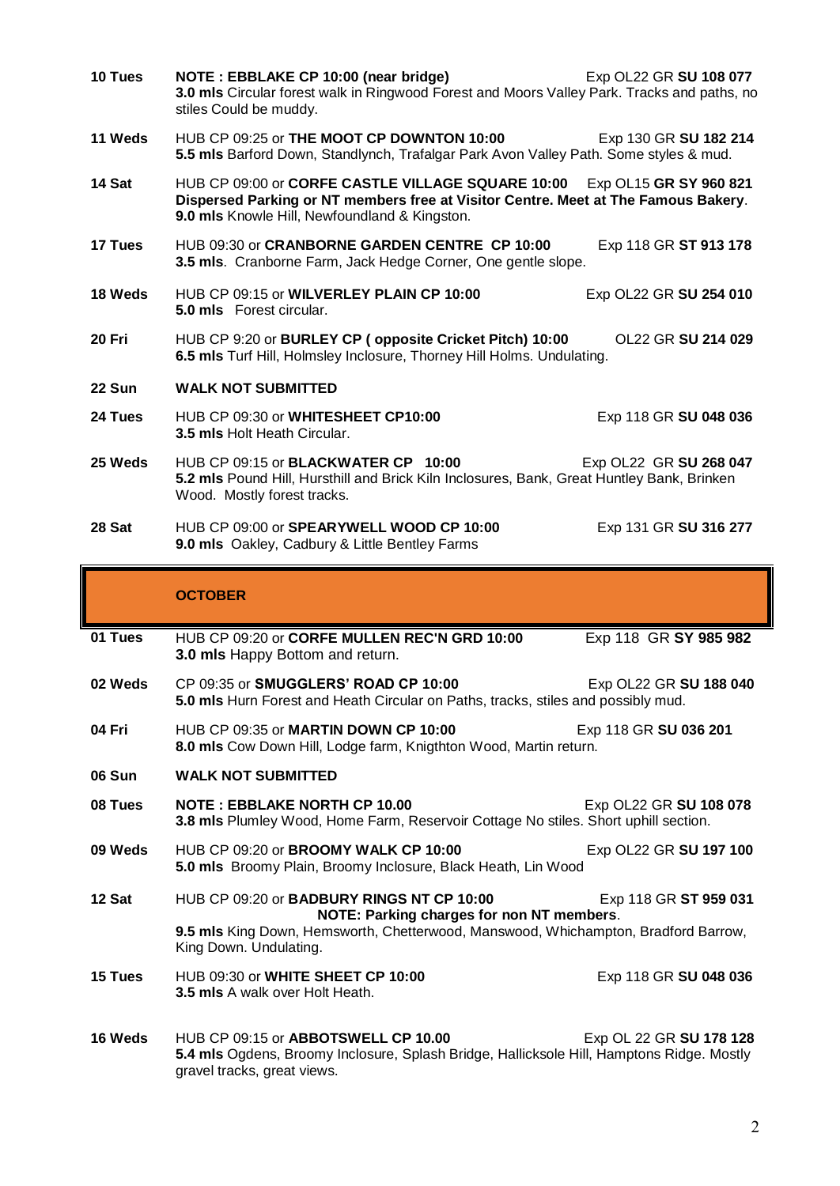**10 Tues** — **NOTE : EBBLAKE CP 10:00 (near bridge)** — Exp OL22 GR **SU 108 077**
**3.0 mls** Circular forest walk in Ringwood Forest and Moors Valley Park. Tracks and paths, no stiles Could be muddy.

**11 Weds** — HUB CP 09:25 or **THE MOOT CP DOWNTON 10:00** — Exp 130 GR **SU 182 214**
**5.5 mls** Barford Down, Standlynch, Trafalgar Park Avon Valley Path. Some styles & mud.

**14 Sat** — HUB CP 09:00 or **CORFE CASTLE VILLAGE SQUARE 10:00** — Exp OL15 **GR SY 960 821**
**Dispersed Parking or NT members free at Visitor Centre. Meet at The Famous Bakery**.
**9.0 mls** Knowle Hill, Newfoundland & Kingston.

**17 Tues** — HUB 09:30 or **CRANBORNE GARDEN CENTRE CP 10:00** — Exp 118 GR **ST 913 178**
**3.5 mls**. Cranborne Farm, Jack Hedge Corner, One gentle slope.

**18 Weds** — HUB CP 09:15 or **WILVERLEY PLAIN CP 10:00** — Exp OL22 GR **SU 254 010**
**5.0 mls** Forest circular.

**20 Fri** — HUB CP 9:20 or **BURLEY CP ( opposite Cricket Pitch) 10:00** — OL22 GR **SU 214 029**
**6.5 mls** Turf Hill, Holmsley Inclosure, Thorney Hill Holms. Undulating.

**22 Sun** — **WALK NOT SUBMITTED**

**24 Tues** — HUB CP 09:30 or **WHITESHEET CP10:00** — Exp 118 GR **SU 048 036**
**3.5 mls** Holt Heath Circular.

**25 Weds** — HUB CP 09:15 or **BLACKWATER CP 10:00** — Exp OL22 GR **SU 268 047**
**5.2 mls** Pound Hill, Hurst­hill and Brick Kiln Inclosures, Bank, Great Huntley Bank, Brinken Wood. Mostly forest tracks.

**28 Sat** — HUB CP 09:00 or **SPEARYWELL WOOD CP 10:00** — Exp 131 GR **SU 316 277**
**9.0 mls** Oakley, Cadbury & Little Bentley Farms

## OCTOBER

**01 Tues** — HUB CP 09:20 or **CORFE MULLEN REC'N GRD 10:00** — Exp 118 GR **SY 985 982**
**3.0 mls** Happy Bottom and return.

**02 Weds** — CP 09:35 or **SMUGGLERS' ROAD CP 10:00** — Exp OL22 GR **SU 188 040**
**5.0 mls** Hurn Forest and Heath Circular on Paths, tracks, stiles and possibly mud.

**04 Fri** — HUB CP 09:35 or **MARTIN DOWN CP 10:00** — Exp 118 GR **SU 036 201**
**8.0 mls** Cow Down Hill, Lodge farm, Knigthton Wood, Martin return.

**06 Sun** — **WALK NOT SUBMITTED**

**08 Tues** — **NOTE : EBBLAKE NORTH CP 10.00** — Exp OL22 GR **SU 108 078**
**3.8 mls** Plumley Wood, Home Farm, Reservoir Cottage No stiles. Short uphill section.

**09 Weds** — HUB CP 09:20 or **BROOMY WALK CP 10:00** — Exp OL22 GR **SU 197 100**
**5.0 mls** Broomy Plain, Broomy Inclosure, Black Heath, Lin Wood

**12 Sat** — HUB CP 09:20 or **BADBURY RINGS NT CP 10:00** — Exp 118 GR **ST 959 031**
**NOTE: Parking charges for non NT members**.
**9.5 mls** King Down, Hemsworth, Chetterwood, Manswood, Whichampton, Bradford Barrow, King Down. Undulating.

**15 Tues** — HUB 09:30 or **WHITE SHEET CP 10:00** — Exp 118 GR **SU 048 036**
**3.5 mls** A walk over Holt Heath.

**16 Weds** — HUB CP 09:15 or **ABBOTSWELL CP 10.00** — Exp OL 22 GR **SU 178 128**
**5.4 mls** Ogdens, Broomy Inclosure, Splash Bridge, Hallicksole Hill, Hamptons Ridge. Mostly gravel tracks, great views.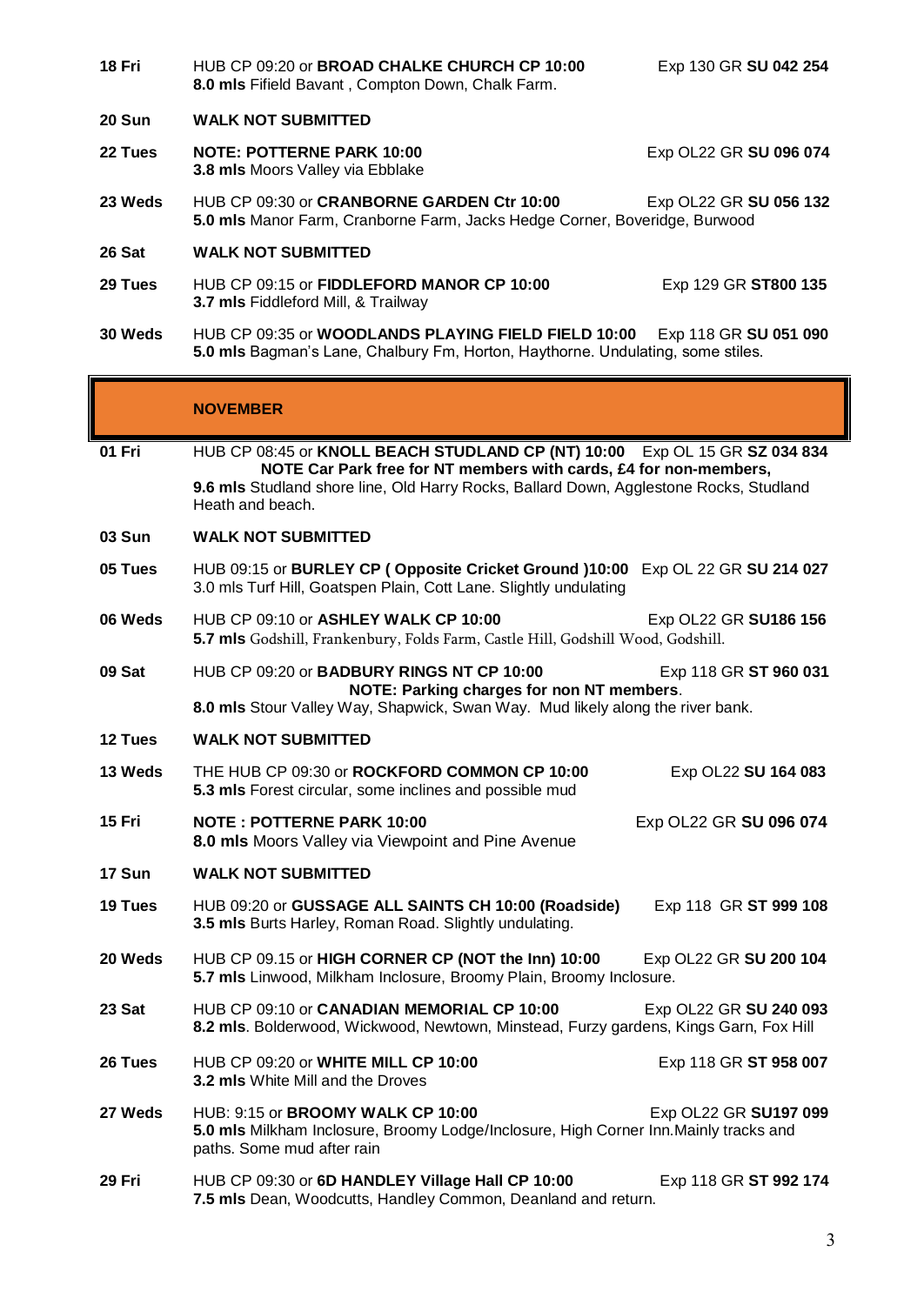**18 Fri** HUB CP 09:20 or **BROAD CHALKE CHURCH CP 10:00** Exp 130 GR **SU 042 254**
**8.0 mls** Fifield Bavant , Compton Down, Chalk Farm.

**20 Sun** **WALK NOT SUBMITTED**

**22 Tues** **NOTE: POTTERNE PARK 10:00** Exp OL22 GR **SU 096 074**
**3.8 mls** Moors Valley via Ebblake

**23 Weds** HUB CP 09:30 or **CRANBORNE GARDEN Ctr 10:00** Exp OL22 GR **SU 056 132**
**5.0 mls** Manor Farm, Cranborne Farm, Jacks Hedge Corner, Boveridge, Burwood

**26 Sat** **WALK NOT SUBMITTED**

**29 Tues** HUB CP 09:15 or **FIDDLEFORD MANOR CP 10:00** Exp 129 GR **ST800 135**
**3.7 mls** Fiddleford Mill, & Trailway

**30 Weds** HUB CP 09:35 or **WOODLANDS PLAYING FIELD FIELD 10:00** Exp 118 GR **SU 051 090**
**5.0 mls** Bagman's Lane, Chalbury Fm, Horton, Haythorne. Undulating, some stiles.

## NOVEMBER

**01 Fri** HUB CP 08:45 or **KNOLL BEACH STUDLAND CP (NT) 10:00** Exp OL 15 GR **SZ 034 834**
**NOTE Car Park free for NT members with cards, £4 for non-members,**
**9.6 mls** Studland shore line, Old Harry Rocks, Ballard Down, Agglestone Rocks, Studland Heath and beach.

**03 Sun** **WALK NOT SUBMITTED**

**05 Tues** HUB 09:15 or **BURLEY CP ( Opposite Cricket Ground )10:00** Exp OL 22 GR **SU 214 027**
3.0 mls Turf Hill, Goatspen Plain, Cott Lane. Slightly undulating

**06 Weds** HUB CP 09:10 or **ASHLEY WALK CP 10:00** Exp OL22 GR **SU186 156**
**5.7 mls** Godshill, Frankenbury, Folds Farm, Castle Hill, Godshill Wood, Godshill.

**09 Sat** HUB CP 09:20 or **BADBURY RINGS NT CP 10:00** Exp 118 GR **ST 960 031**
**NOTE: Parking charges for non NT members**.
**8.0 mls** Stour Valley Way, Shapwick, Swan Way. Mud likely along the river bank.

**12 Tues** **WALK NOT SUBMITTED**

**13 Weds** THE HUB CP 09:30 or **ROCKFORD COMMON CP 10:00** Exp OL22 **SU 164 083**
**5.3 mls** Forest circular, some inclines and possible mud

**15 Fri** **NOTE : POTTERNE PARK 10:00** Exp OL22 GR **SU 096 074**
**8.0 mls** Moors Valley via Viewpoint and Pine Avenue

**17 Sun** **WALK NOT SUBMITTED**

**19 Tues** HUB 09:20 or **GUSSAGE ALL SAINTS CH 10:00 (Roadside)** Exp 118 GR **ST 999 108**
**3.5 mls** Burts Harley, Roman Road. Slightly undulating.

**20 Weds** HUB CP 09.15 or **HIGH CORNER CP (NOT the Inn) 10:00** Exp OL22 GR **SU 200 104**
**5.7 mls** Linwood, Milkham Inclosure, Broomy Plain, Broomy Inclosure.

**23 Sat** HUB CP 09:10 or **CANADIAN MEMORIAL CP 10:00** Exp OL22 GR **SU 240 093**
**8.2 mls**. Bolderwood, Wickwood, Newtown, Minstead, Furzy gardens, Kings Garn, Fox Hill

**26 Tues** HUB CP 09:20 or **WHITE MILL CP 10:00** Exp 118 GR **ST 958 007**
**3.2 mls** White Mill and the Droves

**27 Weds** HUB: 9:15 or **BROOMY WALK CP 10:00** Exp OL22 GR **SU197 099**
**5.0 mls** Milkham Inclosure, Broomy Lodge/Inclosure, High Corner Inn.Mainly tracks and paths. Some mud after rain

**29 Fri** HUB CP 09:30 or **6D HANDLEY Village Hall CP 10:00** Exp 118 GR **ST 992 174**
**7.5 mls** Dean, Woodcutts, Handley Common, Deanland and return.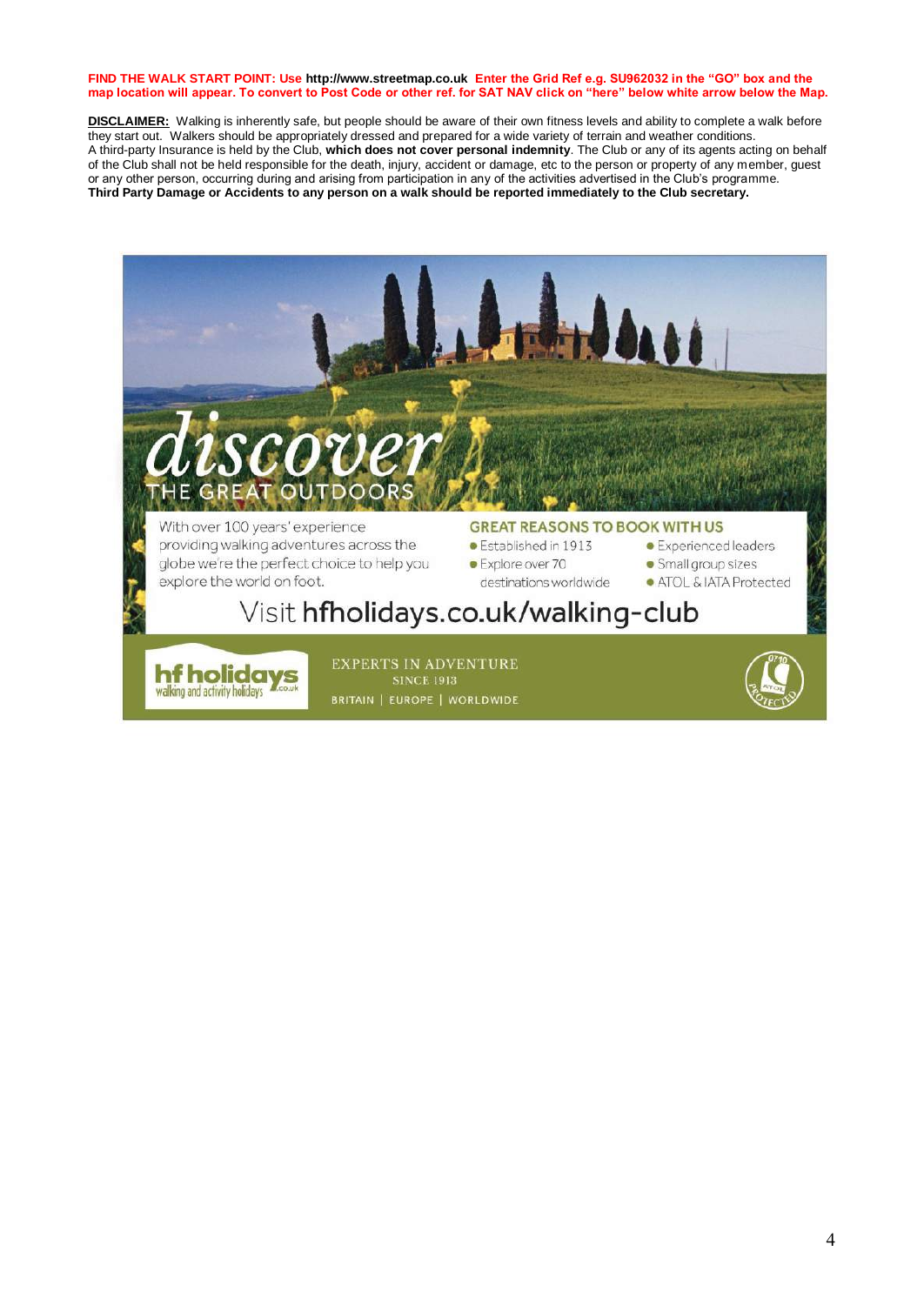**FIND THE WALK START POINT: Use http://www.streetmap.co.uk Enter the Grid Ref e.g. SU962032 in the "GO" box and the map location will appear. To convert to Post Code or other ref. for SAT NAV click on "here" below white arrow below the Map.**

**DISCLAIMER:** Walking is inherently safe, but people should be aware of their own fitness levels and ability to complete a walk before they start out. Walkers should be appropriately dressed and prepared for a wide variety of terrain and weather conditions.
A third-party Insurance is held by the Club, **which does not cover personal indemnity**. The Club or any of its agents acting on behalf of the Club shall not be held responsible for the death, injury, accident or damage, etc to the person or property of any member, guest or any other person, occurring during and arising from participation in any of the activities advertised in the Club's programme.
**Third Party Damage or Accidents to any person on a walk should be reported immediately to the Club secretary.**

*discover*
THE GREAT OUTDOORS

With over 100 years' experience providing walking adventures across the globe we're the perfect choice to help you explore the world on foot.

**GREAT REASONS TO BOOK WITH US**

- Established in 1913
- Explore over 70 destinations worldwide
- Experienced leaders
- Small group sizes
- ATOL & IATA Protected

Visit **hfholidays.co.uk/walking-club**

**hf holidays** walking and activity holidays .co.uk

EXPERTS IN ADVENTURE
SINCE 1913
BRITAIN | EUROPE | WORLDWIDE

ATOL 0710 PROTECTED